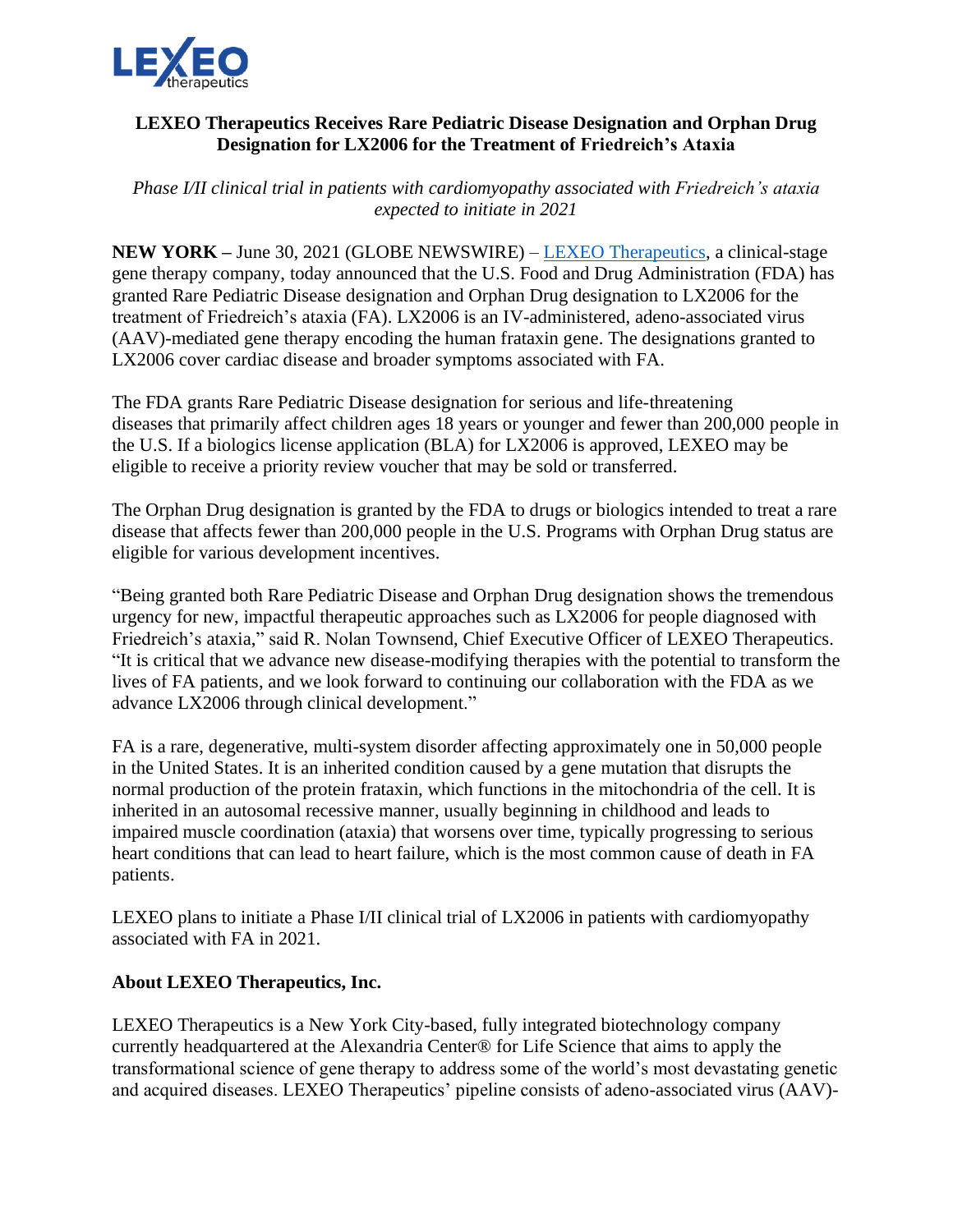# LEXEO Therapeutics Receives Rare Pediatric Disease Designation and Orphan Drug Designation for LX2006 for the Treatment of Friedreich's Ataxia

*Phase I/II clinical trial in patients with cardiomyopathy associated with Friedreich's ataxia expected to initiate in 2021*

**NEW YORK –** June 30, 2021 (GLOBE NEWSWIRE) – LEXEO Therapeutics, a clinical-stage gene therapy company, today announced that the U.S. Food and Drug Administration (FDA) has granted Rare Pediatric Disease designation and Orphan Drug designation to LX2006 for the treatment of Friedreich's ataxia (FA). LX2006 is an IV-administered, adeno-associated virus (AAV)-mediated gene therapy encoding the human frataxin gene. The designations granted to LX2006 cover cardiac disease and broader symptoms associated with FA.

The FDA grants Rare Pediatric Disease designation for serious and life-threatening diseases that primarily affect children ages 18 years or younger and fewer than 200,000 people in the U.S. If a biologics license application (BLA) for LX2006 is approved, LEXEO may be eligible to receive a priority review voucher that may be sold or transferred.

The Orphan Drug designation is granted by the FDA to drugs or biologics intended to treat a rare disease that affects fewer than 200,000 people in the U.S. Programs with Orphan Drug status are eligible for various development incentives.

"Being granted both Rare Pediatric Disease and Orphan Drug designation shows the tremendous urgency for new, impactful therapeutic approaches such as LX2006 for people diagnosed with Friedreich's ataxia," said R. Nolan Townsend, Chief Executive Officer of LEXEO Therapeutics. "It is critical that we advance new disease-modifying therapies with the potential to transform the lives of FA patients, and we look forward to continuing our collaboration with the FDA as we advance LX2006 through clinical development."

FA is a rare, degenerative, multi-system disorder affecting approximately one in 50,000 people in the United States. It is an inherited condition caused by a gene mutation that disrupts the normal production of the protein frataxin, which functions in the mitochondria of the cell. It is inherited in an autosomal recessive manner, usually beginning in childhood and leads to impaired muscle coordination (ataxia) that worsens over time, typically progressing to serious heart conditions that can lead to heart failure, which is the most common cause of death in FA patients.

LEXEO plans to initiate a Phase I/II clinical trial of LX2006 in patients with cardiomyopathy associated with FA in 2021.

## About LEXEO Therapeutics, Inc.

LEXEO Therapeutics is a New York City-based, fully integrated biotechnology company currently headquartered at the Alexandria Center® for Life Science that aims to apply the transformational science of gene therapy to address some of the world's most devastating genetic and acquired diseases. LEXEO Therapeutics' pipeline consists of adeno-associated virus (AAV)-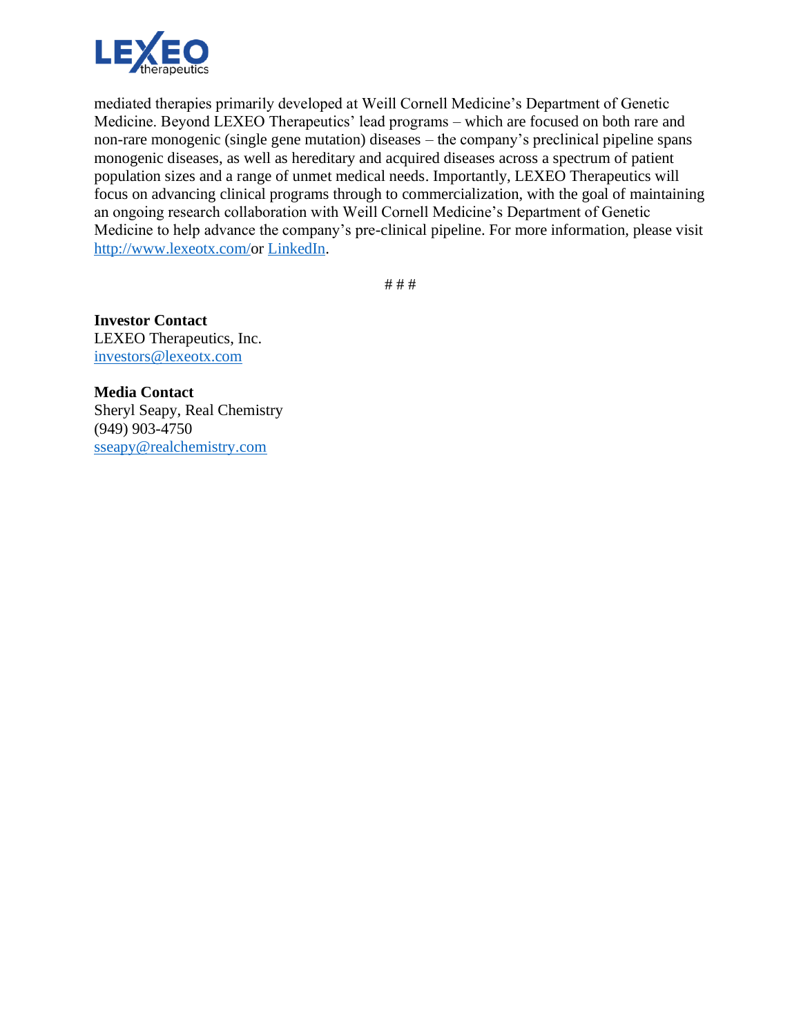mediated therapies primarily developed at Weill Cornell Medicine's Department of Genetic Medicine. Beyond LEXEO Therapeutics' lead programs – which are focused on both rare and non-rare monogenic (single gene mutation) diseases – the company's preclinical pipeline spans monogenic diseases, as well as hereditary and acquired diseases across a spectrum of patient population sizes and a range of unmet medical needs. Importantly, LEXEO Therapeutics will focus on advancing clinical programs through to commercialization, with the goal of maintaining an ongoing research collaboration with Weill Cornell Medicine's Department of Genetic Medicine to help advance the company's pre-clinical pipeline. For more information, please visit [http://www.lexeotx.com/](http://www.lexeotx.com/)or LinkedIn.

# # #

**Investor Contact**
LEXEO Therapeutics, Inc.
investors@lexeotx.com

**Media Contact**
Sheryl Seapy, Real Chemistry
(949) 903-4750
sseapy@realchemistry.com